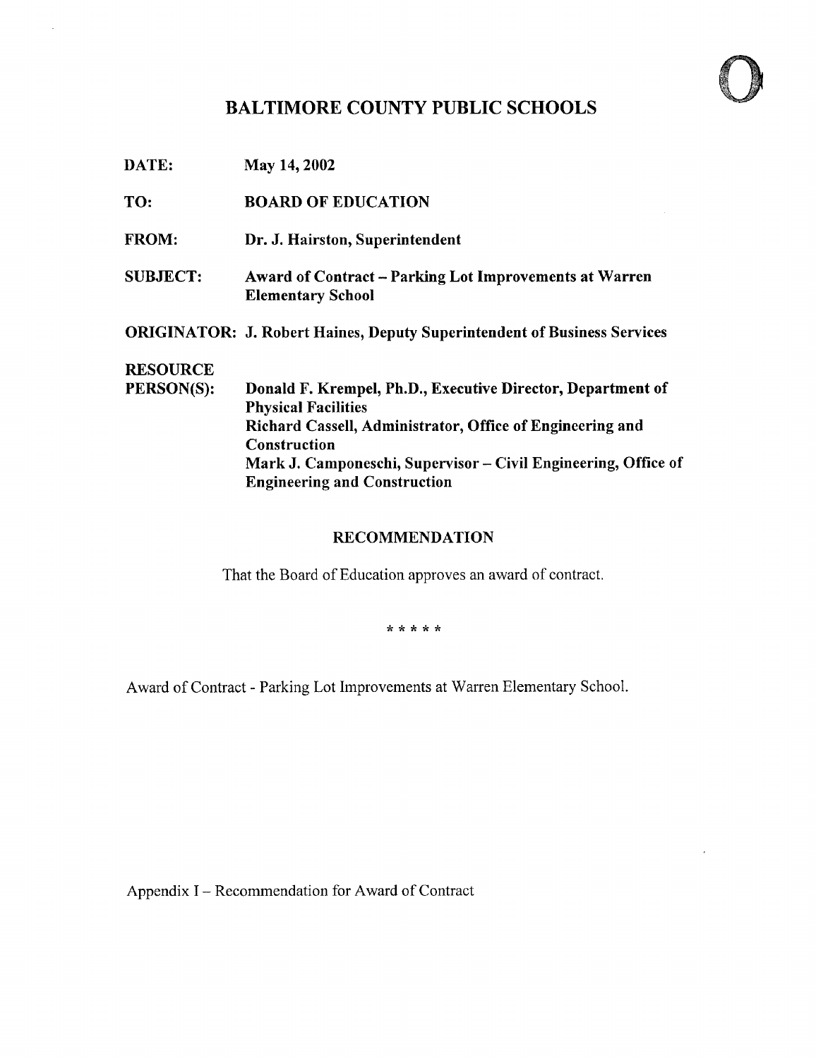# BALTIMORE COUNTY PUBLIC SCHOOLS

**DATE:** May 14, 2002

**TO:** BOARD OF EDUCATION

**FROM:** Dr. J. Hairston, Superintendent

**SUBJECT:** Award of Contract – Parking Lot Improvements at Warren Elementary School

**ORIGINATOR:** J. Robert Haines, Deputy Superintendent of Business Services

**RESOURCE PERSON(S):** Donald F. Krempel, Ph.D., Executive Director, Department of Physical Facilities
Richard Cassell, Administrator, Office of Engineering and Construction
Mark J. Camponeschi, Supervisor – Civil Engineering, Office of Engineering and Construction

## RECOMMENDATION

That the Board of Education approves an award of contract.

\* \* \* \* \*

Award of Contract - Parking Lot Improvements at Warren Elementary School.

Appendix I – Recommendation for Award of Contract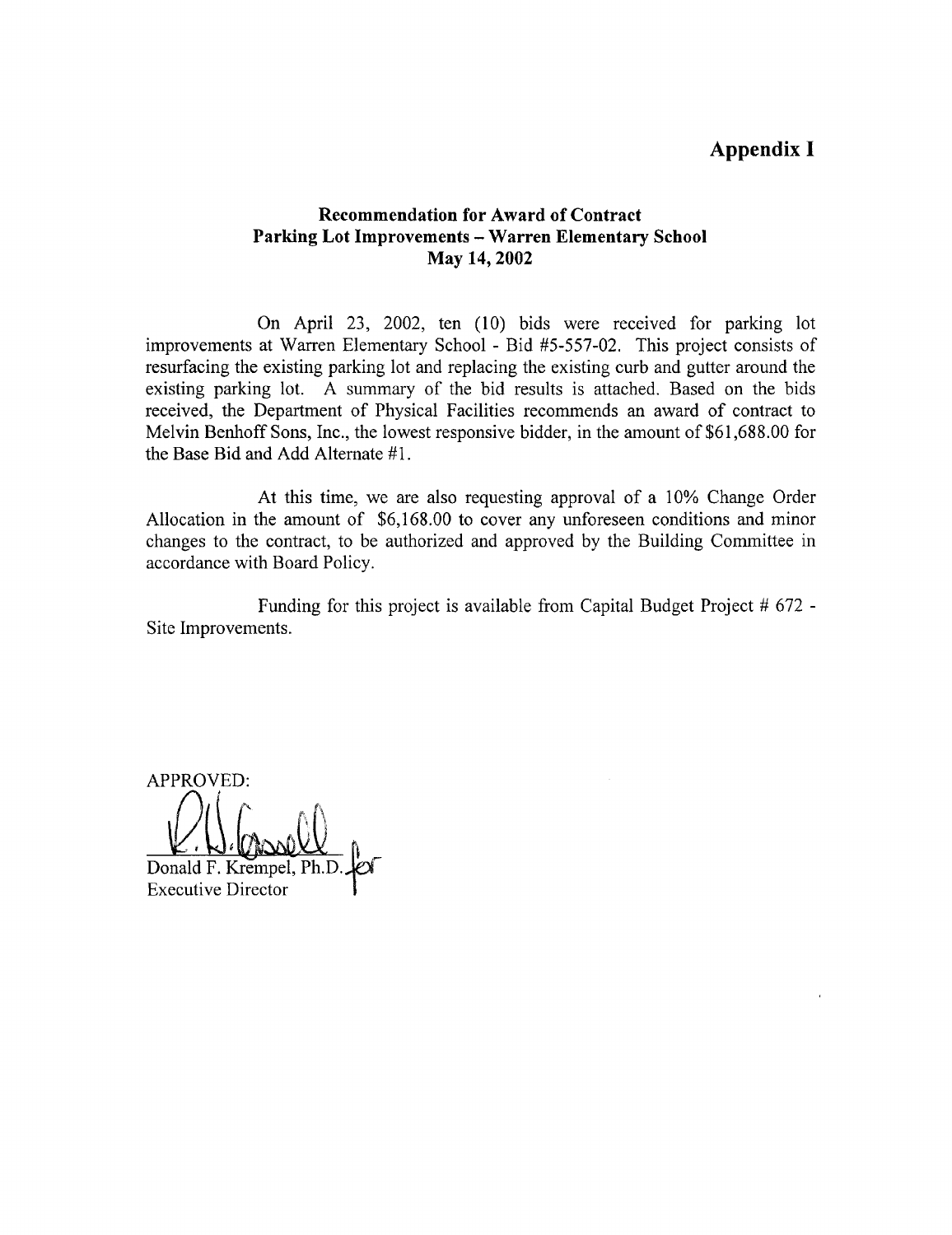# Appendix I

## Recommendation for Award of Contract
## Parking Lot Improvements – Warren Elementary School
## May 14, 2002

On April 23, 2002, ten (10) bids were received for parking lot improvements at Warren Elementary School - Bid #5-557-02. This project consists of resurfacing the existing parking lot and replacing the existing curb and gutter around the existing parking lot. A summary of the bid results is attached. Based on the bids received, the Department of Physical Facilities recommends an award of contract to Melvin Benhoff Sons, Inc., the lowest responsive bidder, in the amount of $61,688.00 for the Base Bid and Add Alternate #1.

At this time, we are also requesting approval of a 10% Change Order Allocation in the amount of $6,168.00 to cover any unforeseen conditions and minor changes to the contract, to be authorized and approved by the Building Committee in accordance with Board Policy.

Funding for this project is available from Capital Budget Project # 672 - Site Improvements.

APPROVED:

Donald F. Krempel, Ph.D. for
Executive Director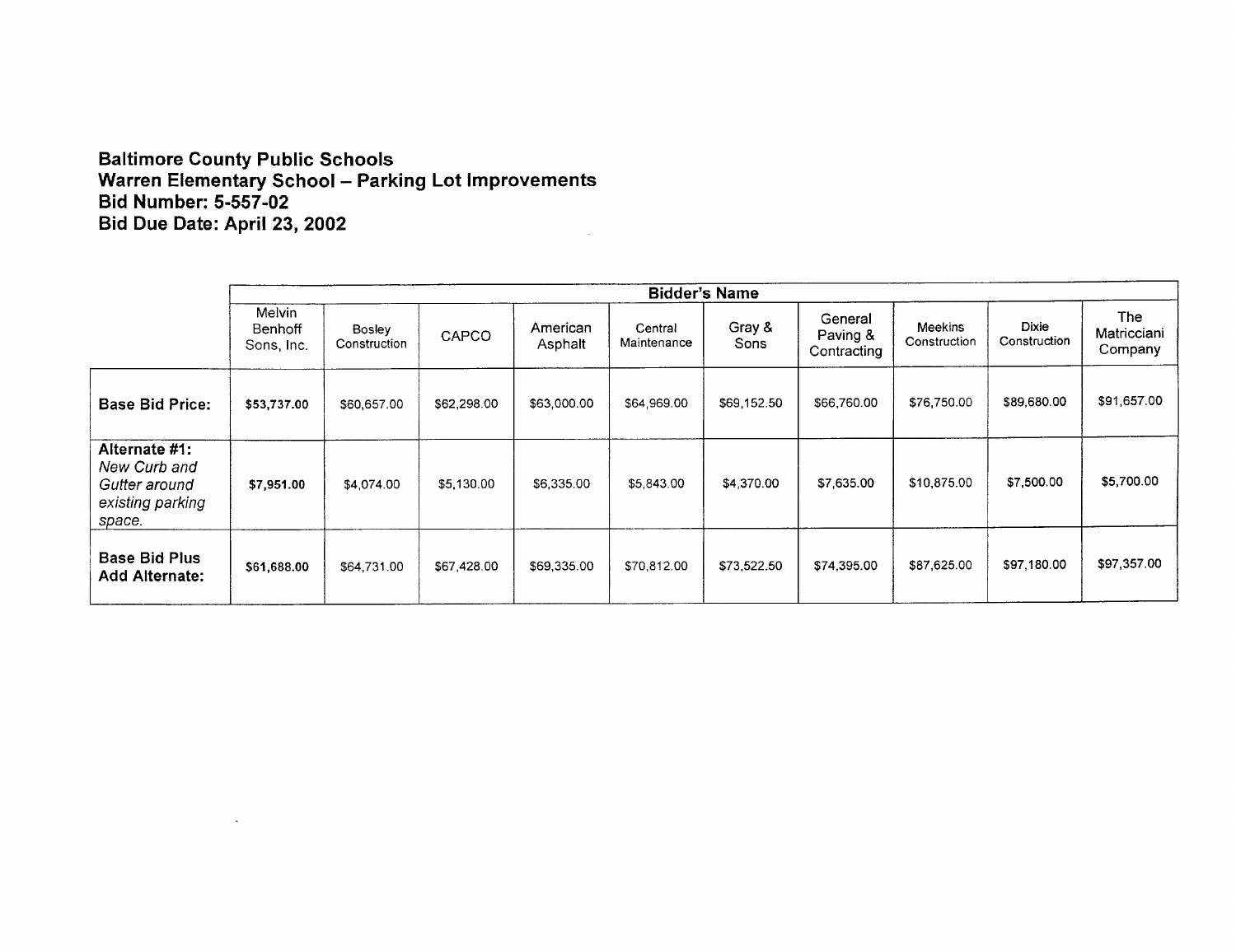**Baltimore County Public Schools**
**Warren Elementary School – Parking Lot Improvements**
**Bid Number: 5-557-02**
**Bid Due Date: April 23, 2002**

| | **Bidder's Name** | | | | | | | | | |
|---|---|---|---|---|---|---|---|---|---|---|
| | Melvin Benhoff Sons, Inc. | Bosley Construction | CAPCO | American Asphalt | Central Maintenance | Gray & Sons | General Paving & Contracting | Meekins Construction | Dixie Construction | The Matricciani Company |
| **Base Bid Price:** | **$53,737.00** | $60,657.00 | $62,298.00 | $63,000.00 | $64,969.00 | $69,152.50 | $66,760.00 | $76,750.00 | $89,680.00 | $91,657.00 |
| **Alternate #1:** *New Curb and Gutter around existing parking space.* | **$7,951.00** | $4,074.00 | $5,130.00 | $6,335.00 | $5,843.00 | $4,370.00 | $7,635.00 | $10,875.00 | $7,500.00 | $5,700.00 |
| **Base Bid Plus Add Alternate:** | **$61,688.00** | $64,731.00 | $67,428.00 | $69,335.00 | $70,812.00 | $73,522.50 | $74,395.00 | $87,625.00 | $97,180.00 | $97,357.00 |